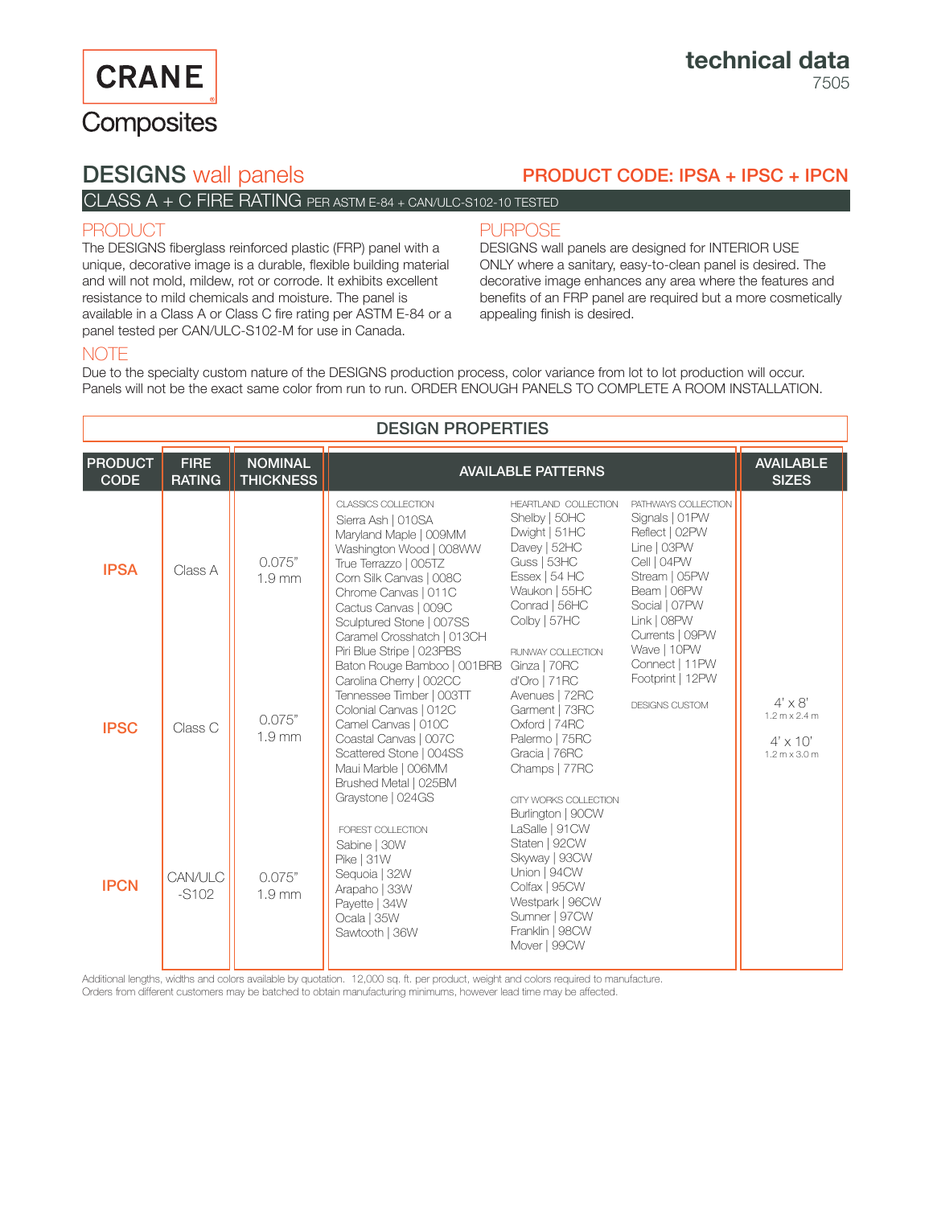CRANE Composites

# technical data

7505

## DESIGNS wall panels

**PRODUCT CODE: IPSA + IPSC + IPCN**

CLASS A + C FIRE RATING PER ASTM E-84 + CAN/ULC-S102-10 TESTED

### PRODUCT

The DESIGNS fiberglass reinforced plastic (FRP) panel with a unique, decorative image is a durable, flexible building material and will not mold, mildew, rot or corrode. It exhibits excellent resistance to mild chemicals and moisture. The panel is available in a Class A or Class C fire rating per ASTM E-84 or a panel tested per CAN/ULC-S102-M for use in Canada.

### PURPOSE

DESIGNS wall panels are designed for INTERIOR USE ONLY where a sanitary, easy-to-clean panel is desired. The decorative image enhances any area where the features and benefits of an FRP panel are required but a more cosmetically appealing finish is desired.

### NOTE

Due to the specialty custom nature of the DESIGNS production process, color variance from lot to lot production will occur. Panels will not be the exact same color from run to run. ORDER ENOUGH PANELS TO COMPLETE A ROOM INSTALLATION.

### DESIGN PROPERTIES

| PRODUCT CODE | FIRE RATING | NOMINAL THICKNESS | AVAILABLE SIZES |
|---|---|---|---|
| IPSA | Class A | 0.075" 1.9 mm | 4' x 8' (1.2 m x 2.4 m); 4' x 10' (1.2 m x 3.0 m) |
| IPSC | Class C | 0.075" 1.9 mm | 4' x 8' (1.2 m x 2.4 m); 4' x 10' (1.2 m x 3.0 m) |
| IPCN | CAN/ULC -S102 | 0.075" 1.9 mm | 4' x 8' (1.2 m x 2.4 m); 4' x 10' (1.2 m x 3.0 m) |

**AVAILABLE PATTERNS**

CLASSICS COLLECTION
- Sierra Ash | 010SA
- Maryland Maple | 009MM
- Washington Wood | 008WW
- True Terrazzo | 005TZ
- Corn Silk Canvas | 008C
- Chrome Canvas | 011C
- Cactus Canvas | 009C
- Sculptured Stone | 007SS
- Caramel Crosshatch | 013CH
- Piri Blue Stripe | 023PBS
- Baton Rouge Bamboo | 001BRB
- Carolina Cherry | 002CC
- Tennessee Timber | 003TT
- Colonial Canvas | 012C
- Camel Canvas | 010C
- Coastal Canvas | 007C
- Scattered Stone | 004SS
- Maui Marble | 006MM
- Brushed Metal | 025BM
- Graystone | 024GS

FOREST COLLECTION
- Sabine | 30W
- Pike | 31W
- Sequoia | 32W
- Arapaho | 33W
- Payette | 34W
- Ocala | 35W
- Sawtooth | 36W

HEARTLAND COLLECTION
- Shelby | 50HC
- Dwight | 51HC
- Davey | 52HC
- Guss | 53HC
- Essex | 54 HC
- Waukon | 55HC
- Conrad | 56HC
- Colby | 57HC

RUNWAY COLLECTION
- Ginza | 70RC
- d'Oro | 71RC
- Avenues | 72RC
- Garment | 73RC
- Oxford | 74RC
- Palermo | 75RC
- Gracia | 76RC
- Champs | 77RC

CITY WORKS COLLECTION
- Burlington | 90CW
- LaSalle | 91CW
- Staten | 92CW
- Skyway | 93CW
- Union | 94CW
- Colfax | 95CW
- Westpark | 96CW
- Sumner | 97CW
- Franklin | 98CW
- Mover | 99CW

PATHWAYS COLLECTION
- Signals | 01PW
- Reflect | 02PW
- Line | 03PW
- Cell | 04PW
- Stream | 05PW
- Beam | 06PW
- Social | 07PW
- Link | 08PW
- Currents | 09PW
- Wave | 10PW
- Connect | 11PW
- Footprint | 12PW

DESIGNS CUSTOM

Additional lengths, widths and colors available by quotation. 12,000 sq. ft. per product, weight and colors required to manufacture. Orders from different customers may be batched to obtain manufacturing minimums, however lead time may be affected.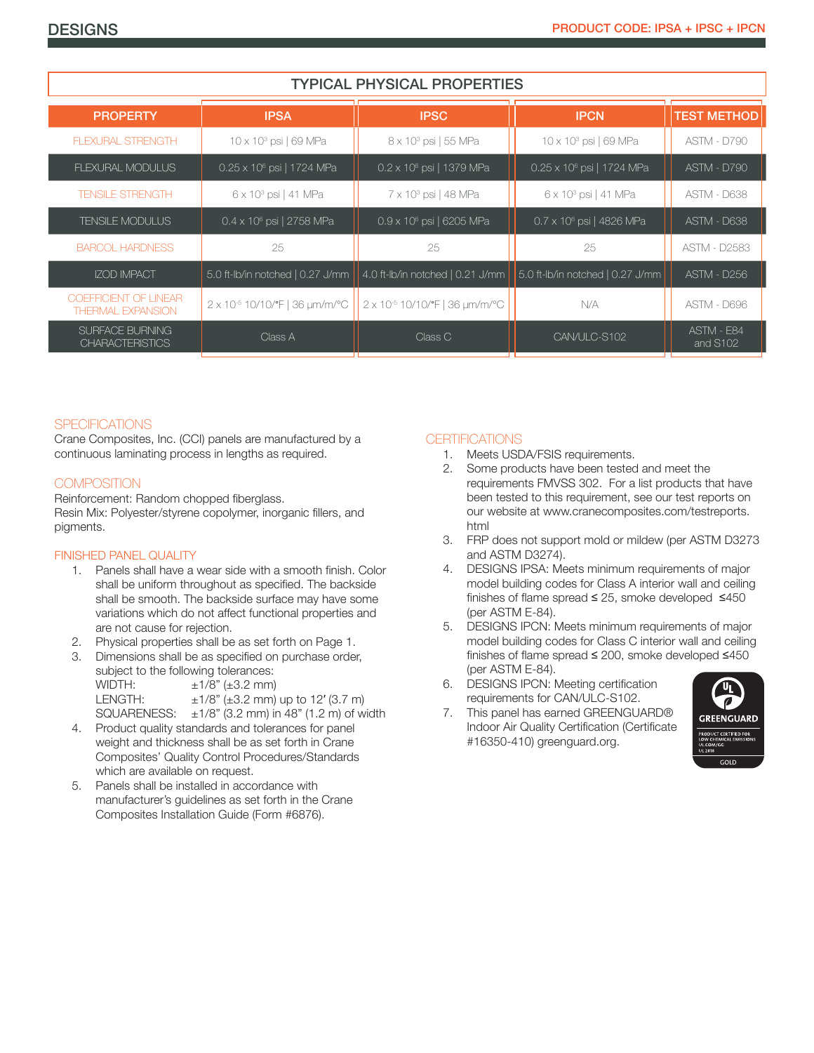# DESIGNS

PRODUCT CODE: IPSA + IPSC + IPCN

| TYPICAL PHYSICAL PROPERTIES | | | | |
|---|---|---|---|---|
| PROPERTY | IPSA | IPSC | IPCN | TEST METHOD |
| FLEXURAL STRENGTH | $10 \times 10^3$ psi \| 69 MPa | $8 \times 10^3$ psi \| 55 MPa | $10 \times 10^3$ psi \| 69 MPa | ASTM - D790 |
| FLEXURAL MODULUS | $0.25 \times 10^6$ psi \| 1724 MPa | $0.2 \times 10^6$ psi \| 1379 MPa | $0.25 \times 10^6$ psi \| 1724 MPa | ASTM - D790 |
| TENSILE STRENGTH | $6 \times 10^3$ psi \| 41 MPa | $7 \times 10^3$ psi \| 48 MPa | $6 \times 10^3$ psi \| 41 MPa | ASTM - D638 |
| TENSILE MODULUS | $0.4 \times 10^6$ psi \| 2758 MPa | $0.9 \times 10^6$ psi \| 6205 MPa | $0.7 \times 10^6$ psi \| 4826 MPa | ASTM - D638 |
| BARCOL HARDNESS | 25 | 25 | 25 | ASTM - D2583 |
| IZOD IMPACT | 5.0 ft-lb/in notched \| 0.27 J/mm | 4.0 ft-lb/in notched \| 0.21 J/mm | 5.0 ft-lb/in notched \| 0.27 J/mm | ASTM - D256 |
| COEFFICIENT OF LINEAR THERMAL EXPANSION | $2 \times 10^{-5}$ 10/10/°F \| 36 μm/m/°C | $2 \times 10^{-5}$ 10/10/°F \| 36 μm/m/°C | N/A | ASTM - D696 |
| SURFACE BURNING CHARACTERISTICS | Class A | Class C | CAN/ULC-S102 | ASTM - E84 and S102 |

## SPECIFICATIONS

Crane Composites, Inc. (CCI) panels are manufactured by a continuous laminating process in lengths as required.

## COMPOSITION

Reinforcement: Random chopped fiberglass.
Resin Mix: Polyester/styrene copolymer, inorganic fillers, and pigments.

## FINISHED PANEL QUALITY

1. Panels shall have a wear side with a smooth finish. Color shall be uniform throughout as specified. The backside shall be smooth. The backside surface may have some variations which do not affect functional properties and are not cause for rejection.
2. Physical properties shall be as set forth on Page 1.
3. Dimensions shall be as specified on purchase order, subject to the following tolerances:
   WIDTH: ±1/8" (±3.2 mm)
   LENGTH: ±1/8" (±3.2 mm) up to 12′ (3.7 m)
   SQUARENESS: ±1/8" (3.2 mm) in 48" (1.2 m) of width
4. Product quality standards and tolerances for panel weight and thickness shall be as set forth in Crane Composites' Quality Control Procedures/Standards which are available on request.
5. Panels shall be installed in accordance with manufacturer's guidelines as set forth in the Crane Composites Installation Guide (Form #6876).

## CERTIFICATIONS

1. Meets USDA/FSIS requirements.
2. Some products have been tested and meet the requirements FMVSS 302. For a list products that have been tested to this requirement, see our test reports on our website at www.cranecomposites.com/testreports.html
3. FRP does not support mold or mildew (per ASTM D3273 and ASTM D3274).
4. DESIGNS IPSA: Meets minimum requirements of major model building codes for Class A interior wall and ceiling finishes of flame spread ≤ 25, smoke developed ≤450 (per ASTM E-84).
5. DESIGNS IPCN: Meets minimum requirements of major model building codes for Class C interior wall and ceiling finishes of flame spread ≤ 200, smoke developed ≤450 (per ASTM E-84).
6. DESIGNS IPCN: Meeting certification requirements for CAN/ULC-S102.
7. This panel has earned GREENGUARD® Indoor Air Quality Certification (Certificate #16350-410) greenguard.org.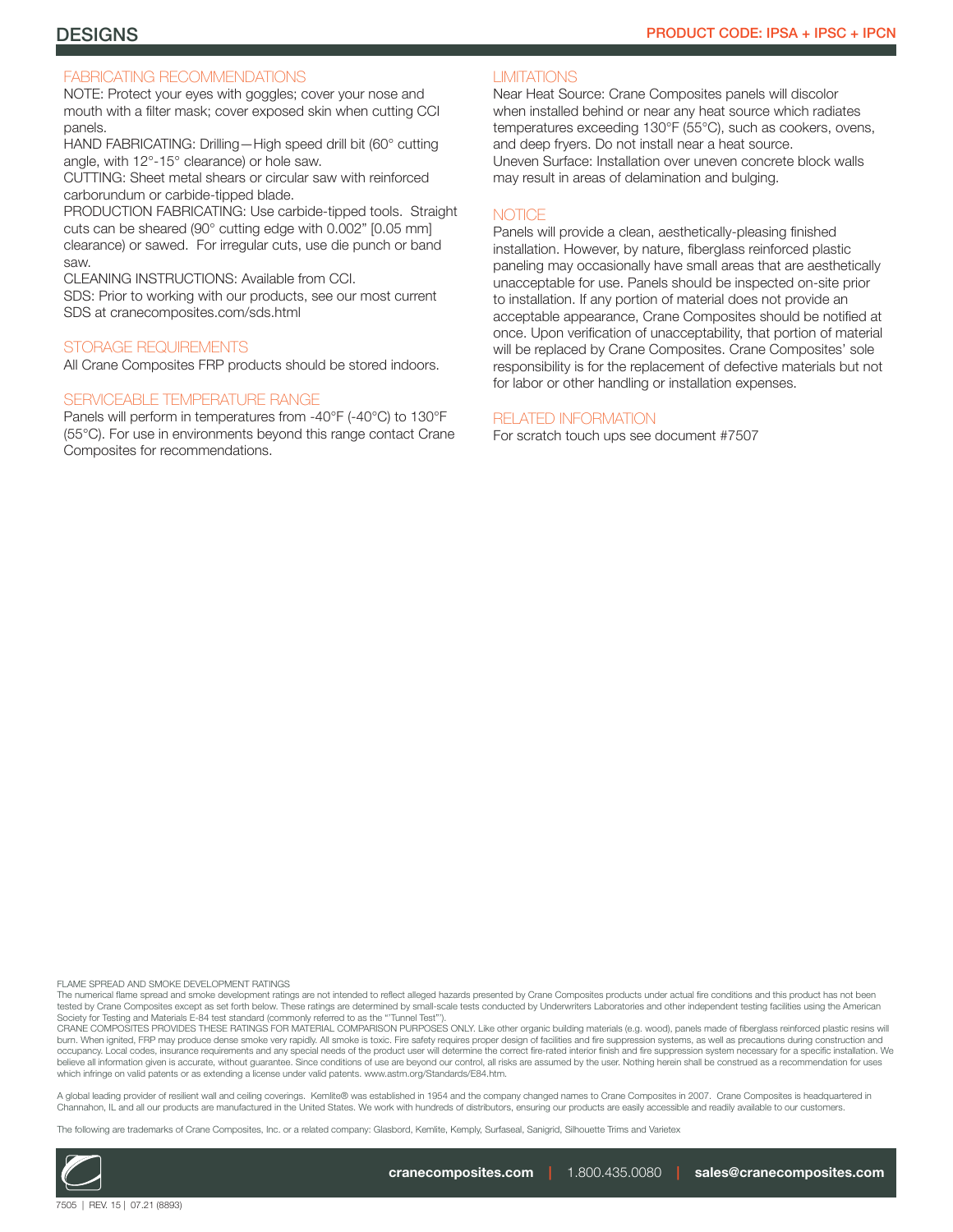## DESIGNS

**PRODUCT CODE: IPSA + IPSC + IPCN**

### FABRICATING RECOMMENDATIONS

NOTE: Protect your eyes with goggles; cover your nose and mouth with a filter mask; cover exposed skin when cutting CCI panels.

HAND FABRICATING: Drilling—High speed drill bit (60° cutting angle, with 12°-15° clearance) or hole saw.

CUTTING: Sheet metal shears or circular saw with reinforced carborundum or carbide-tipped blade.

PRODUCTION FABRICATING: Use carbide-tipped tools. Straight cuts can be sheared (90° cutting edge with 0.002" [0.05 mm] clearance) or sawed. For irregular cuts, use die punch or band saw.

CLEANING INSTRUCTIONS: Available from CCI.

SDS: Prior to working with our products, see our most current SDS at cranecomposites.com/sds.html

### STORAGE REQUIREMENTS

All Crane Composites FRP products should be stored indoors.

### SERVICEABLE TEMPERATURE RANGE

Panels will perform in temperatures from -40°F (-40°C) to 130°F (55°C). For use in environments beyond this range contact Crane Composites for recommendations.

### LIMITATIONS

Near Heat Source: Crane Composites panels will discolor when installed behind or near any heat source which radiates temperatures exceeding 130°F (55°C), such as cookers, ovens, and deep fryers. Do not install near a heat source.

Uneven Surface: Installation over uneven concrete block walls may result in areas of delamination and bulging.

### NOTICE

Panels will provide a clean, aesthetically-pleasing finished installation. However, by nature, fiberglass reinforced plastic paneling may occasionally have small areas that are aesthetically unacceptable for use. Panels should be inspected on-site prior to installation. If any portion of material does not provide an acceptable appearance, Crane Composites should be notified at once. Upon verification of unacceptability, that portion of material will be replaced by Crane Composites. Crane Composites' sole responsibility is for the replacement of defective materials but not for labor or other handling or installation expenses.

### RELATED INFORMATION

For scratch touch ups see document #7507

FLAME SPREAD AND SMOKE DEVELOPMENT RATINGS

The numerical flame spread and smoke development ratings are not intended to reflect alleged hazards presented by Crane Composites products under actual fire conditions and this product has not been tested by Crane Composites except as set forth below. These ratings are determined by small-scale tests conducted by Underwriters Laboratories and other independent testing facilities using the American Society for Testing and Materials E-84 test standard (commonly referred to as the ""Tunnel Test"").

CRANE COMPOSITES PROVIDES THESE RATINGS FOR MATERIAL COMPARISON PURPOSES ONLY. Like other organic building materials (e.g. wood), panels made of fiberglass reinforced plastic resins will burn. When ignited, FRP may produce dense smoke very rapidly. All smoke is toxic. Fire safety requires proper design of facilities and fire suppression systems, as well as precautions during construction and occupancy. Local codes, insurance requirements and any special needs of the product user will determine the correct fire-rated interior finish and fire suppression system necessary for a specific installation. We believe all information given is accurate, without guarantee. Since conditions of use are beyond our control, all risks are assumed by the user. Nothing herein shall be construed as a recommendation for uses which infringe on valid patents or as extending a license under valid patents. www.astm.org/Standards/E84.htm.

A global leading provider of resilient wall and ceiling coverings. Kemlite® was established in 1954 and the company changed names to Crane Composites in 2007. Crane Composites is headquartered in Channahon, IL and all our products are manufactured in the United States. We work with hundreds of distributors, ensuring our products are easily accessible and readily available to our customers.

The following are trademarks of Crane Composites, Inc. or a related company: Glasbord, Kemlite, Kemply, Surfaseal, Sanigrid, Silhouette Trims and Varietex

**cranecomposites.com** | 1.800.435.0080 | **sales@cranecomposites.com**

7505 | REV. 15 | 07.21 (8893)